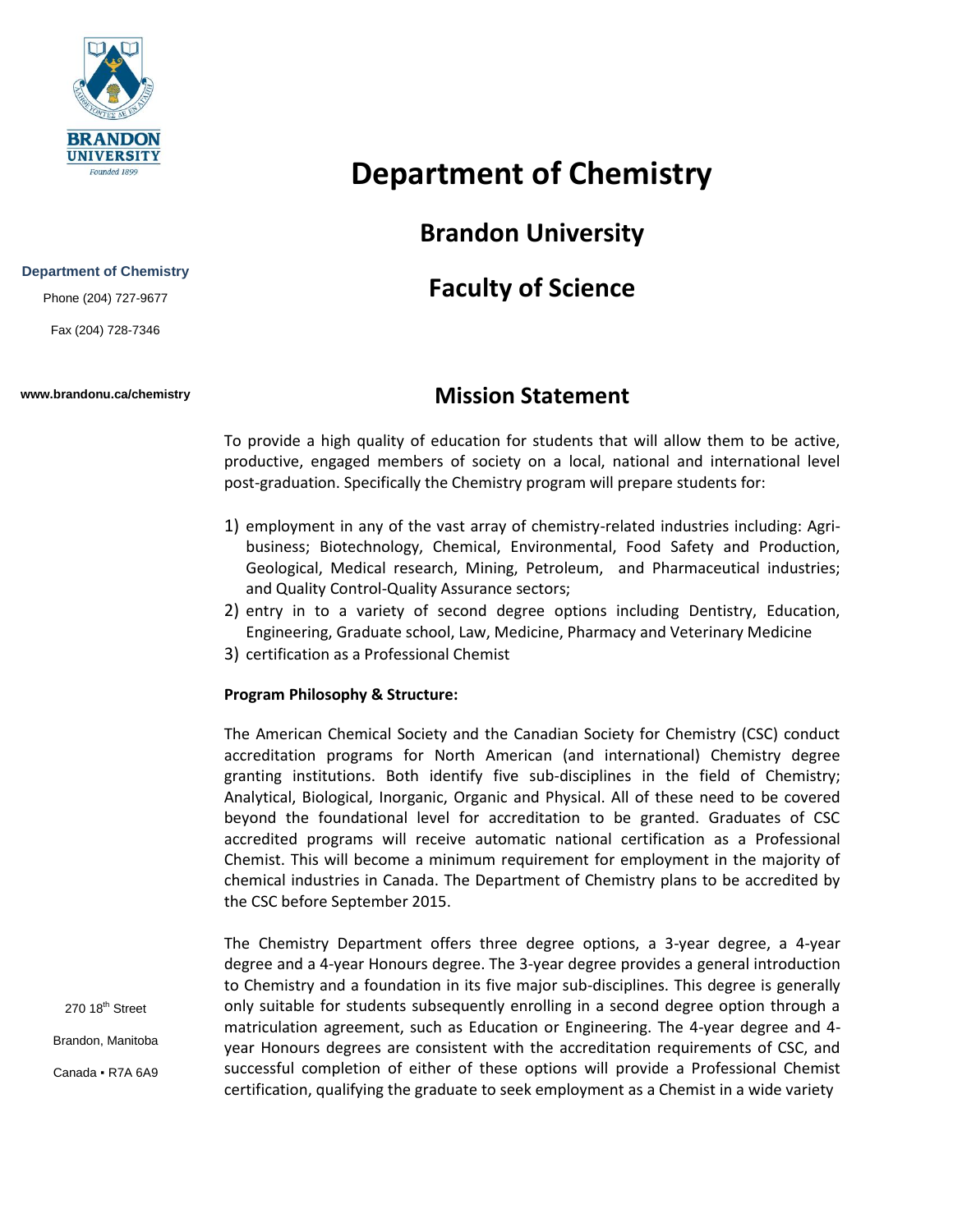BRANDON UNIVERSITY

Founded 1899

**Department of Chemistry**

Phone (204) 727-9677

Fax (204) 728-7346

www.brandonu.ca/chemistry

270 18th Street

Brandon, Manitoba

Canada ▪ R7A 6A9

# Department of Chemistry

## Brandon University

## Faculty of Science

## Mission Statement

To provide a high quality of education for students that will allow them to be active, productive, engaged members of society on a local, national and international level post-graduation. Specifically the Chemistry program will prepare students for:

1) employment in any of the vast array of chemistry-related industries including: Agri-business; Biotechnology, Chemical, Environmental, Food Safety and Production, Geological, Medical research, Mining, Petroleum, and Pharmaceutical industries; and Quality Control-Quality Assurance sectors;
2) entry in to a variety of second degree options including Dentistry, Education, Engineering, Graduate school, Law, Medicine, Pharmacy and Veterinary Medicine
3) certification as a Professional Chemist

**Program Philosophy & Structure:**

The American Chemical Society and the Canadian Society for Chemistry (CSC) conduct accreditation programs for North American (and international) Chemistry degree granting institutions. Both identify five sub-disciplines in the field of Chemistry; Analytical, Biological, Inorganic, Organic and Physical. All of these need to be covered beyond the foundational level for accreditation to be granted. Graduates of CSC accredited programs will receive automatic national certification as a Professional Chemist. This will become a minimum requirement for employment in the majority of chemical industries in Canada. The Department of Chemistry plans to be accredited by the CSC before September 2015.

The Chemistry Department offers three degree options, a 3-year degree, a 4-year degree and a 4-year Honours degree. The 3-year degree provides a general introduction to Chemistry and a foundation in its five major sub-disciplines. This degree is generally only suitable for students subsequently enrolling in a second degree option through a matriculation agreement, such as Education or Engineering. The 4-year degree and 4-year Honours degrees are consistent with the accreditation requirements of CSC, and successful completion of either of these options will provide a Professional Chemist certification, qualifying the graduate to seek employment as a Chemist in a wide variety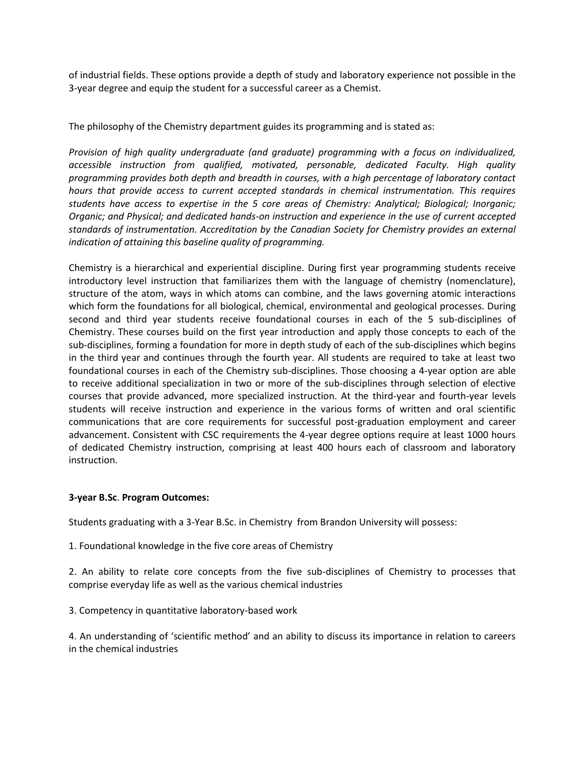of industrial fields. These options provide a depth of study and laboratory experience not possible in the 3-year degree and equip the student for a successful career as a Chemist.

The philosophy of the Chemistry department guides its programming and is stated as:

*Provision of high quality undergraduate (and graduate) programming with a focus on individualized, accessible instruction from qualified, motivated, personable, dedicated Faculty. High quality programming provides both depth and breadth in courses, with a high percentage of laboratory contact hours that provide access to current accepted standards in chemical instrumentation. This requires students have access to expertise in the 5 core areas of Chemistry: Analytical; Biological; Inorganic; Organic; and Physical; and dedicated hands-on instruction and experience in the use of current accepted standards of instrumentation. Accreditation by the Canadian Society for Chemistry provides an external indication of attaining this baseline quality of programming.*

Chemistry is a hierarchical and experiential discipline. During first year programming students receive introductory level instruction that familiarizes them with the language of chemistry (nomenclature), structure of the atom, ways in which atoms can combine, and the laws governing atomic interactions which form the foundations for all biological, chemical, environmental and geological processes. During second and third year students receive foundational courses in each of the 5 sub-disciplines of Chemistry. These courses build on the first year introduction and apply those concepts to each of the sub-disciplines, forming a foundation for more in depth study of each of the sub-disciplines which begins in the third year and continues through the fourth year. All students are required to take at least two foundational courses in each of the Chemistry sub-disciplines. Those choosing a 4-year option are able to receive additional specialization in two or more of the sub-disciplines through selection of elective courses that provide advanced, more specialized instruction. At the third-year and fourth-year levels students will receive instruction and experience in the various forms of written and oral scientific communications that are core requirements for successful post-graduation employment and career advancement. Consistent with CSC requirements the 4-year degree options require at least 1000 hours of dedicated Chemistry instruction, comprising at least 400 hours each of classroom and laboratory instruction.

**3-year B.Sc. Program Outcomes:**

Students graduating with a 3-Year B.Sc. in Chemistry from Brandon University will possess:

1. Foundational knowledge in the five core areas of Chemistry

2. An ability to relate core concepts from the five sub-disciplines of Chemistry to processes that comprise everyday life as well as the various chemical industries

3. Competency in quantitative laboratory-based work

4. An understanding of 'scientific method' and an ability to discuss its importance in relation to careers in the chemical industries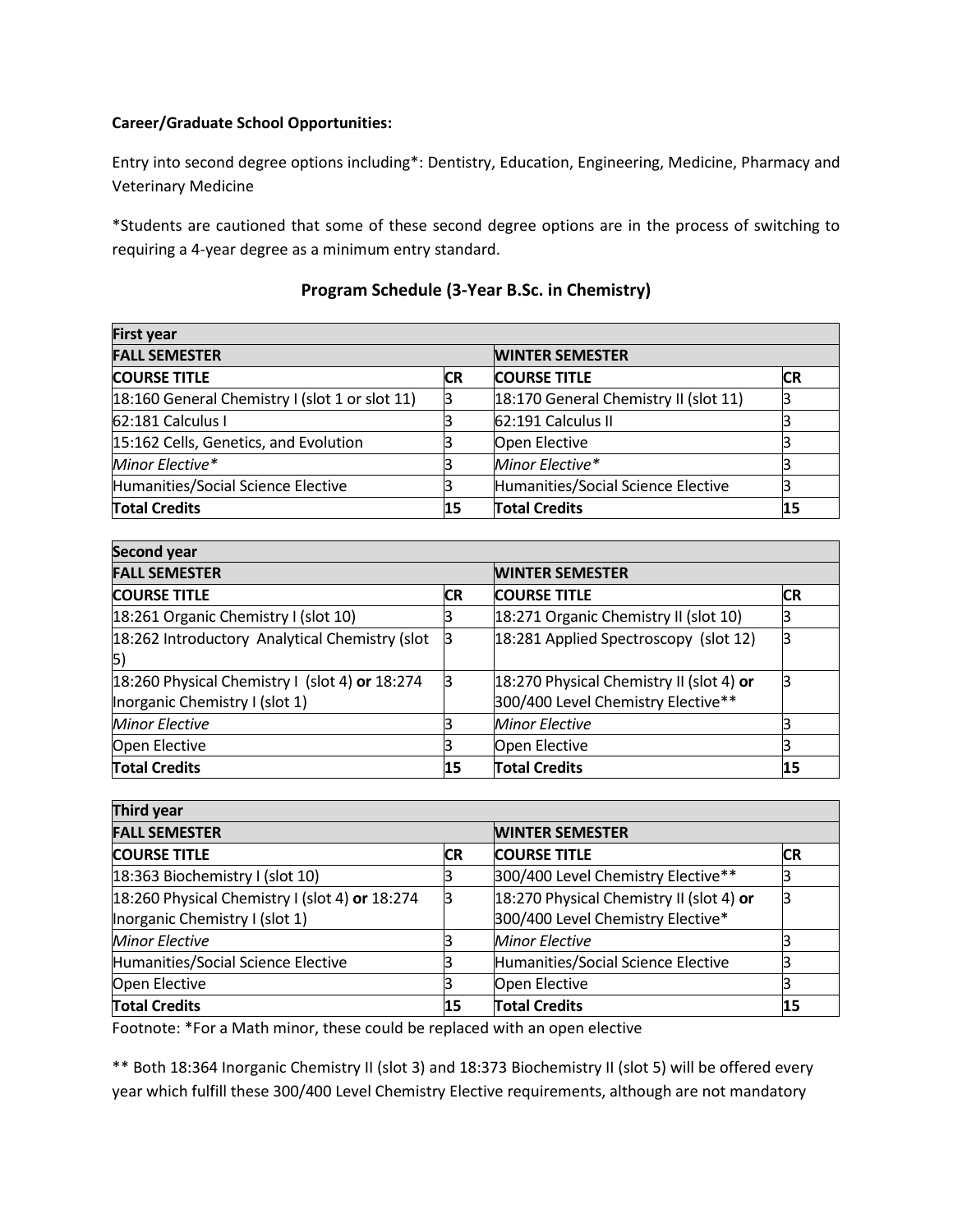**Career/Graduate School Opportunities:**

Entry into second degree options including*: Dentistry, Education, Engineering, Medicine, Pharmacy and Veterinary Medicine

*Students are cautioned that some of these second degree options are in the process of switching to requiring a 4-year degree as a minimum entry standard.

## Program Schedule (3-Year B.Sc. in Chemistry)

| **First year** | | | |
|---|---|---|---|
| **FALL SEMESTER** | | **WINTER SEMESTER** | |
| **COURSE TITLE** | **CR** | **COURSE TITLE** | **CR** |
| 18:160 General Chemistry I (slot 1 or slot 11) | 3 | 18:170 General Chemistry II (slot 11) | 3 |
| 62:181 Calculus I | 3 | 62:191 Calculus II | 3 |
| 15:162 Cells, Genetics, and Evolution | 3 | Open Elective | 3 |
| *Minor Elective** | 3 | *Minor Elective** | 3 |
| Humanities/Social Science Elective | 3 | Humanities/Social Science Elective | 3 |
| **Total Credits** | **15** | **Total Credits** | **15** |

| **Second year** | | | |
|---|---|---|---|
| **FALL SEMESTER** | | **WINTER SEMESTER** | |
| **COURSE TITLE** | **CR** | **COURSE TITLE** | **CR** |
| 18:261 Organic Chemistry I (slot 10) | 3 | 18:271 Organic Chemistry II (slot 10) | 3 |
| 18:262 Introductory Analytical Chemistry (slot 5) | 3 | 18:281 Applied Spectroscopy (slot 12) | 3 |
| 18:260 Physical Chemistry I (slot 4) **or** 18:274 Inorganic Chemistry I (slot 1) | 3 | 18:270 Physical Chemistry II (slot 4) **or** 300/400 Level Chemistry Elective** | 3 |
| *Minor Elective* | 3 | *Minor Elective* | 3 |
| Open Elective | 3 | Open Elective | 3 |
| **Total Credits** | **15** | **Total Credits** | **15** |

| **Third year** | | | |
|---|---|---|---|
| **FALL SEMESTER** | | **WINTER SEMESTER** | |
| **COURSE TITLE** | **CR** | **COURSE TITLE** | **CR** |
| 18:363 Biochemistry I (slot 10) | 3 | 300/400 Level Chemistry Elective** | 3 |
| 18:260 Physical Chemistry I (slot 4) **or** 18:274 Inorganic Chemistry I (slot 1) | 3 | 18:270 Physical Chemistry II (slot 4) **or** 300/400 Level Chemistry Elective* | 3 |
| *Minor Elective* | 3 | *Minor Elective* | 3 |
| Humanities/Social Science Elective | 3 | Humanities/Social Science Elective | 3 |
| Open Elective | 3 | Open Elective | 3 |
| **Total Credits** | **15** | **Total Credits** | **15** |

Footnote: *For a Math minor, these could be replaced with an open elective

** Both 18:364 Inorganic Chemistry II (slot 3) and 18:373 Biochemistry II (slot 5) will be offered every year which fulfill these 300/400 Level Chemistry Elective requirements, although are not mandatory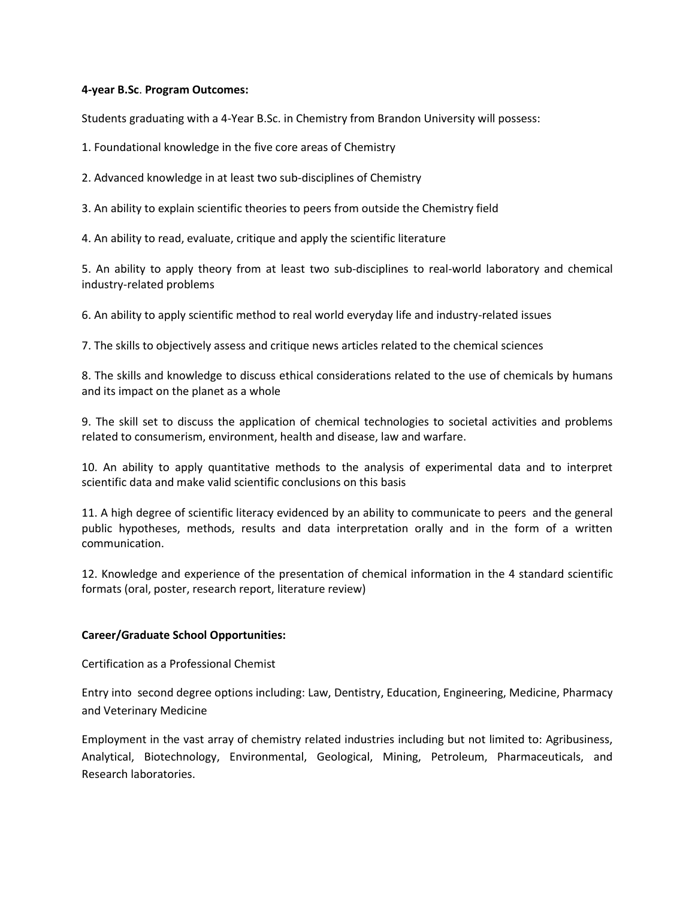**4-year B.Sc. Program Outcomes:**

Students graduating with a 4-Year B.Sc. in Chemistry from Brandon University will possess:

1. Foundational knowledge in the five core areas of Chemistry

2. Advanced knowledge in at least two sub-disciplines of Chemistry

3. An ability to explain scientific theories to peers from outside the Chemistry field

4. An ability to read, evaluate, critique and apply the scientific literature

5. An ability to apply theory from at least two sub-disciplines to real-world laboratory and chemical industry-related problems

6. An ability to apply scientific method to real world everyday life and industry-related issues

7. The skills to objectively assess and critique news articles related to the chemical sciences

8. The skills and knowledge to discuss ethical considerations related to the use of chemicals by humans and its impact on the planet as a whole

9. The skill set to discuss the application of chemical technologies to societal activities and problems related to consumerism, environment, health and disease, law and warfare.

10. An ability to apply quantitative methods to the analysis of experimental data and to interpret scientific data and make valid scientific conclusions on this basis

11. A high degree of scientific literacy evidenced by an ability to communicate to peers and the general public hypotheses, methods, results and data interpretation orally and in the form of a written communication.

12. Knowledge and experience of the presentation of chemical information in the 4 standard scientific formats (oral, poster, research report, literature review)

**Career/Graduate School Opportunities:**

Certification as a Professional Chemist

Entry into second degree options including: Law, Dentistry, Education, Engineering, Medicine, Pharmacy and Veterinary Medicine

Employment in the vast array of chemistry related industries including but not limited to: Agribusiness, Analytical, Biotechnology, Environmental, Geological, Mining, Petroleum, Pharmaceuticals, and Research laboratories.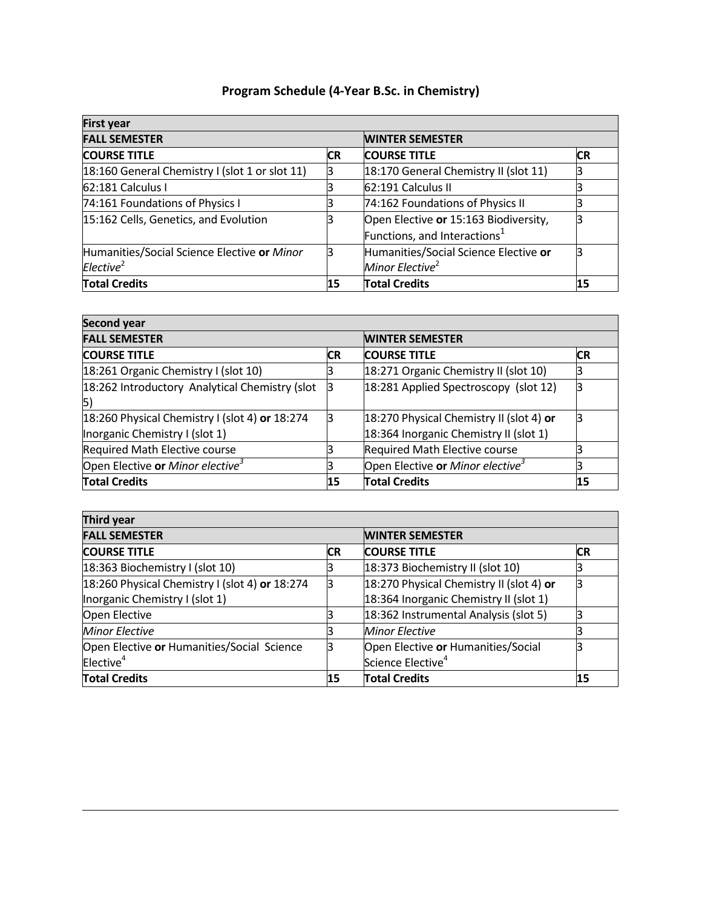# Program Schedule (4-Year B.Sc. in Chemistry)

| **First year** | | | |
|---|---|---|---|
| **FALL SEMESTER** | | **WINTER SEMESTER** | |
| **COURSE TITLE** | **CR** | **COURSE TITLE** | **CR** |
| 18:160 General Chemistry I (slot 1 or slot 11) | 3 | 18:170 General Chemistry II (slot 11) | 3 |
| 62:181 Calculus I | 3 | 62:191 Calculus II | 3 |
| 74:161 Foundations of Physics I | 3 | 74:162 Foundations of Physics II | 3 |
| 15:162 Cells, Genetics, and Evolution | 3 | Open Elective **or** 15:163 Biodiversity, Functions, and Interactions[1] | 3 |
| Humanities/Social Science Elective **or** *Minor Elective*[2] | 3 | Humanities/Social Science Elective **or** *Minor Elective*[2] | 3 |
| **Total Credits** | **15** | **Total Credits** | **15** |

| **Second year** | | | |
|---|---|---|---|
| **FALL SEMESTER** | | **WINTER SEMESTER** | |
| **COURSE TITLE** | **CR** | **COURSE TITLE** | **CR** |
| 18:261 Organic Chemistry I (slot 10) | 3 | 18:271 Organic Chemistry II (slot 10) | 3 |
| 18:262 Introductory Analytical Chemistry (slot 5) | 3 | 18:281 Applied Spectroscopy (slot 12) | 3 |
| 18:260 Physical Chemistry I (slot 4) **or** 18:274 Inorganic Chemistry I (slot 1) | 3 | 18:270 Physical Chemistry II (slot 4) **or** 18:364 Inorganic Chemistry II (slot 1) | 3 |
| Required Math Elective course | 3 | Required Math Elective course | 3 |
| Open Elective **or** *Minor elective*[3] | 3 | Open Elective **or** *Minor elective*[3] | 3 |
| **Total Credits** | **15** | **Total Credits** | **15** |

| **Third year** | | | |
|---|---|---|---|
| **FALL SEMESTER** | | **WINTER SEMESTER** | |
| **COURSE TITLE** | **CR** | **COURSE TITLE** | **CR** |
| 18:363 Biochemistry I (slot 10) | 3 | 18:373 Biochemistry II (slot 10) | 3 |
| 18:260 Physical Chemistry I (slot 4) **or** 18:274 Inorganic Chemistry I (slot 1) | 3 | 18:270 Physical Chemistry II (slot 4) **or** 18:364 Inorganic Chemistry II (slot 1) | 3 |
| Open Elective | 3 | 18:362 Instrumental Analysis (slot 5) | 3 |
| *Minor Elective* | 3 | *Minor Elective* | 3 |
| Open Elective **or** Humanities/Social Science Elective[4] | 3 | Open Elective **or** Humanities/Social Science Elective[4] | 3 |
| **Total Credits** | **15** | **Total Credits** | **15** |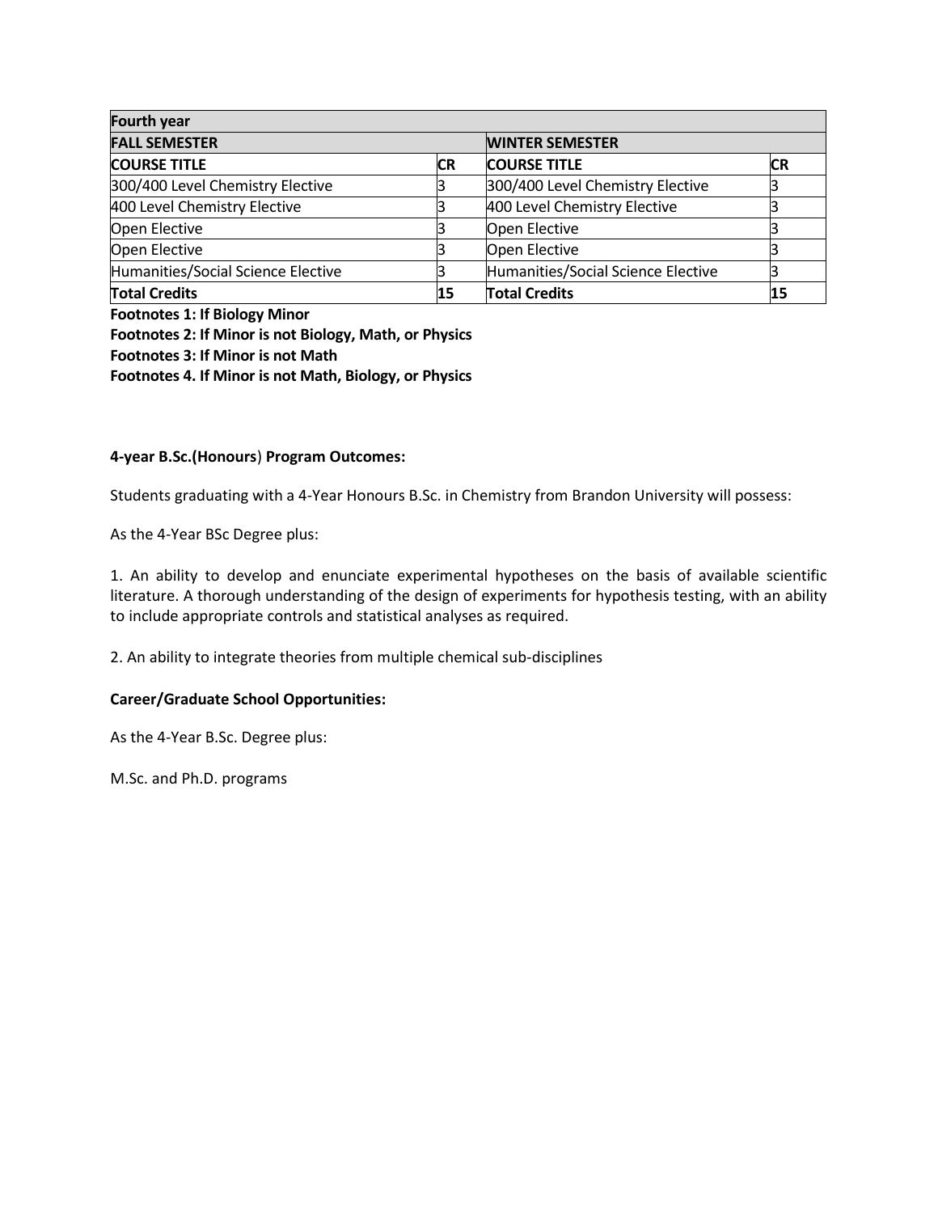| Fourth year | | | |
|---|---|---|---|
| **FALL SEMESTER** | | **WINTER SEMESTER** | |
| **COURSE TITLE** | **CR** | **COURSE TITLE** | **CR** |
| 300/400 Level Chemistry Elective | 3 | 300/400 Level Chemistry Elective | 3 |
| 400 Level Chemistry Elective | 3 | 400 Level Chemistry Elective | 3 |
| Open Elective | 3 | Open Elective | 3 |
| Open Elective | 3 | Open Elective | 3 |
| Humanities/Social Science Elective | 3 | Humanities/Social Science Elective | 3 |
| **Total Credits** | **15** | **Total Credits** | **15** |

**Footnotes 1: If Biology Minor**

**Footnotes 2: If Minor is not Biology, Math, or Physics**

**Footnotes 3: If Minor is not Math**

**Footnotes 4. If Minor is not Math, Biology, or Physics**

**4-year B.Sc.(Honours) Program Outcomes:**

Students graduating with a 4-Year Honours B.Sc. in Chemistry from Brandon University will possess:

As the 4-Year BSc Degree plus:

1. An ability to develop and enunciate experimental hypotheses on the basis of available scientific literature. A thorough understanding of the design of experiments for hypothesis testing, with an ability to include appropriate controls and statistical analyses as required.

2. An ability to integrate theories from multiple chemical sub-disciplines

**Career/Graduate School Opportunities:**

As the 4-Year B.Sc. Degree plus:

M.Sc. and Ph.D. programs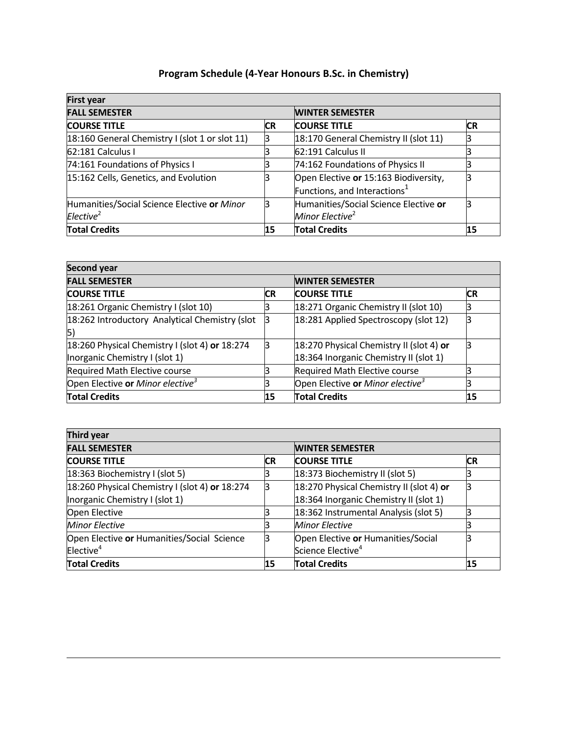## Program Schedule (4-Year Honours B.Sc. in Chemistry)

| **First year** | | | |
|---|---|---|---|
| **FALL SEMESTER** | | **WINTER SEMESTER** | |
| **COURSE TITLE** | **CR** | **COURSE TITLE** | **CR** |
| 18:160 General Chemistry I (slot 1 or slot 11) | 3 | 18:170 General Chemistry II (slot 11) | 3 |
| 62:181 Calculus I | 3 | 62:191 Calculus II | 3 |
| 74:161 Foundations of Physics I | 3 | 74:162 Foundations of Physics II | 3 |
| 15:162 Cells, Genetics, and Evolution | 3 | Open Elective **or** 15:163 Biodiversity, Functions, and Interactions[1] | 3 |
| Humanities/Social Science Elective **or** *Minor Elective*[2] | 3 | Humanities/Social Science Elective **or** *Minor Elective*[2] | 3 |
| **Total Credits** | **15** | **Total Credits** | **15** |

| **Second year** | | | |
|---|---|---|---|
| **FALL SEMESTER** | | **WINTER SEMESTER** | |
| **COURSE TITLE** | **CR** | **COURSE TITLE** | **CR** |
| 18:261 Organic Chemistry I (slot 10) | 3 | 18:271 Organic Chemistry II (slot 10) | 3 |
| 18:262 Introductory Analytical Chemistry (slot 5) | 3 | 18:281 Applied Spectroscopy (slot 12) | 3 |
| 18:260 Physical Chemistry I (slot 4) **or** 18:274 Inorganic Chemistry I (slot 1) | 3 | 18:270 Physical Chemistry II (slot 4) **or** 18:364 Inorganic Chemistry II (slot 1) | 3 |
| Required Math Elective course | 3 | Required Math Elective course | 3 |
| Open Elective **or** *Minor elective*[3] | 3 | Open Elective **or** *Minor elective*[3] | 3 |
| **Total Credits** | **15** | **Total Credits** | **15** |

| **Third year** | | | |
|---|---|---|---|
| **FALL SEMESTER** | | **WINTER SEMESTER** | |
| **COURSE TITLE** | **CR** | **COURSE TITLE** | **CR** |
| 18:363 Biochemistry I (slot 5) | 3 | 18:373 Biochemistry II (slot 5) | 3 |
| 18:260 Physical Chemistry I (slot 4) **or** 18:274 Inorganic Chemistry I (slot 1) | 3 | 18:270 Physical Chemistry II (slot 4) **or** 18:364 Inorganic Chemistry II (slot 1) | 3 |
| Open Elective | 3 | 18:362 Instrumental Analysis (slot 5) | 3 |
| *Minor Elective* | 3 | *Minor Elective* | 3 |
| Open Elective **or** Humanities/Social Science Elective[4] | 3 | Open Elective **or** Humanities/Social Science Elective[4] | 3 |
| **Total Credits** | **15** | **Total Credits** | **15** |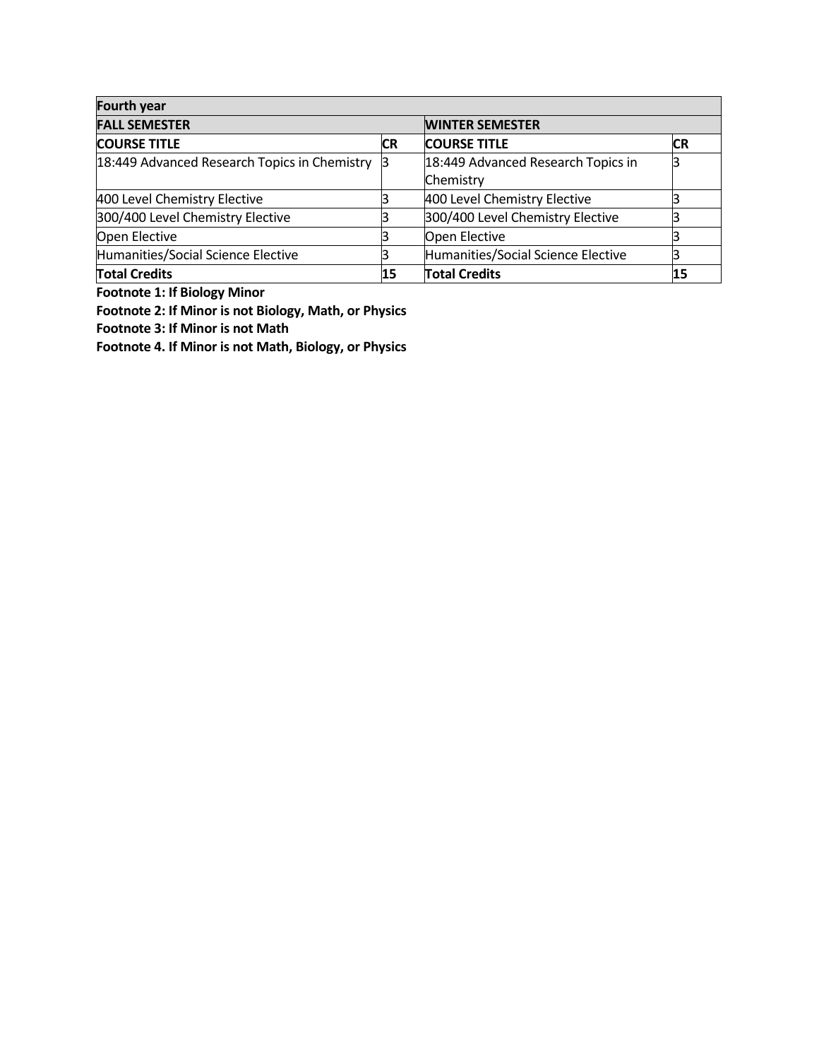| Fourth year | | | |
|---|---|---|---|
| **FALL SEMESTER** | | **WINTER SEMESTER** | |
| **COURSE TITLE** | **CR** | **COURSE TITLE** | **CR** |
| 18:449 Advanced Research Topics in Chemistry | 3 | 18:449 Advanced Research Topics in Chemistry | 3 |
| 400 Level Chemistry Elective | 3 | 400 Level Chemistry Elective | 3 |
| 300/400 Level Chemistry Elective | 3 | 300/400 Level Chemistry Elective | 3 |
| Open Elective | 3 | Open Elective | 3 |
| Humanities/Social Science Elective | 3 | Humanities/Social Science Elective | 3 |
| **Total Credits** | **15** | **Total Credits** | **15** |

**Footnote 1: If Biology Minor**

**Footnote 2: If Minor is not Biology, Math, or Physics**

**Footnote 3: If Minor is not Math**

**Footnote 4. If Minor is not Math, Biology, or Physics**